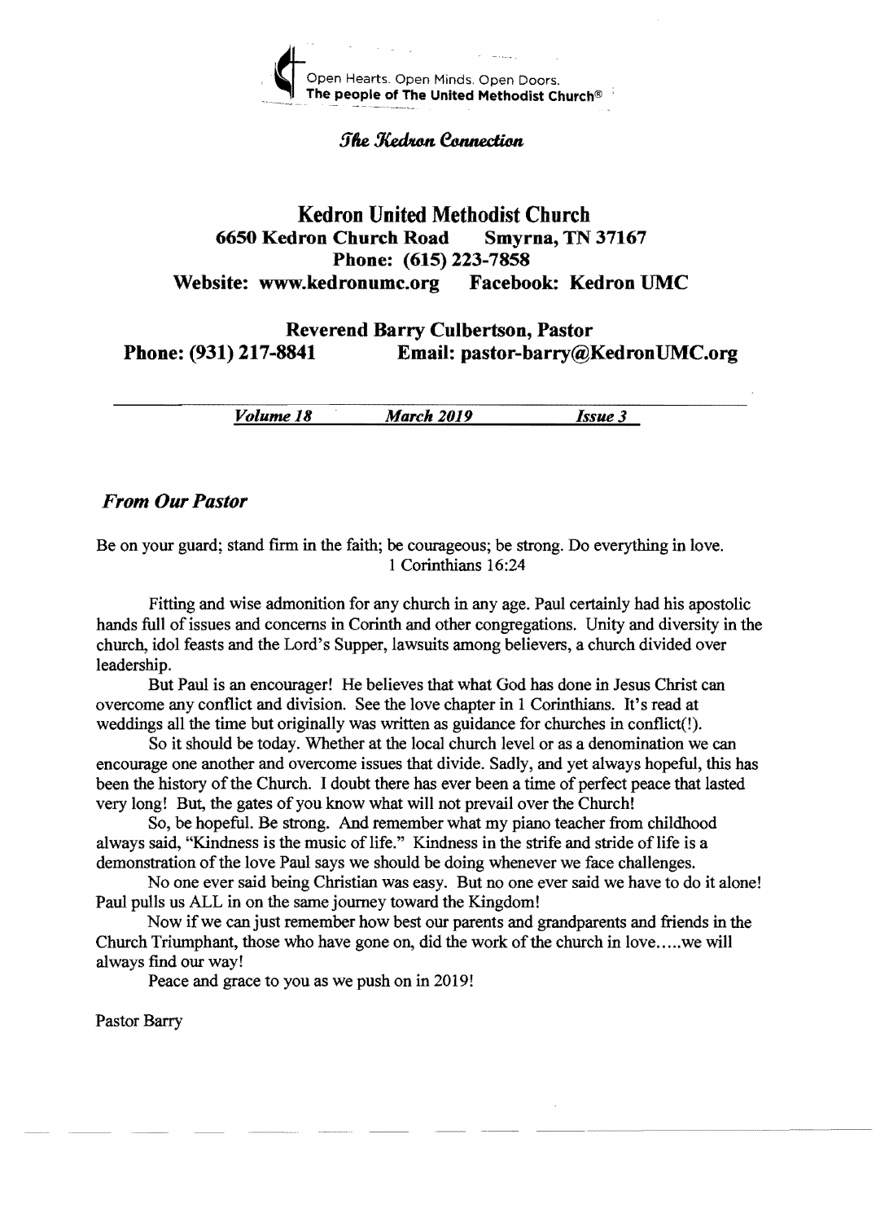Open Hearts. Open Minds. Open Doors.
**The people of The United Methodist Church®**

*The Kedron Connection*

# Kedron United Methodist Church

**6650 Kedron Church Road Smyrna, TN 37167**
**Phone: (615) 223-7858**
**Website: www.kedronumc.org Facebook: Kedron UMC**

**Reverend Barry Culbertson, Pastor**
**Phone: (931) 217-8841 Email: pastor-barry@KedronUMC.org**

*Volume 18* *March 2019* *Issue 3*

## *From Our Pastor*

Be on your guard; stand firm in the faith; be courageous; be strong. Do everything in love.
1 Corinthians 16:24

Fitting and wise admonition for any church in any age. Paul certainly had his apostolic hands full of issues and concerns in Corinth and other congregations. Unity and diversity in the church, idol feasts and the Lord's Supper, lawsuits among believers, a church divided over leadership.

But Paul is an encourager! He believes that what God has done in Jesus Christ can overcome any conflict and division. See the love chapter in 1 Corinthians. It's read at weddings all the time but originally was written as guidance for churches in conflict(!).

So it should be today. Whether at the local church level or as a denomination we can encourage one another and overcome issues that divide. Sadly, and yet always hopeful, this has been the history of the Church. I doubt there has ever been a time of perfect peace that lasted very long! But, the gates of you know what will not prevail over the Church!

So, be hopeful. Be strong. And remember what my piano teacher from childhood always said, "Kindness is the music of life." Kindness in the strife and stride of life is a demonstration of the love Paul says we should be doing whenever we face challenges.

No one ever said being Christian was easy. But no one ever said we have to do it alone! Paul pulls us ALL in on the same journey toward the Kingdom!

Now if we can just remember how best our parents and grandparents and friends in the Church Triumphant, those who have gone on, did the work of the church in love.....we will always find our way!

Peace and grace to you as we push on in 2019!

Pastor Barry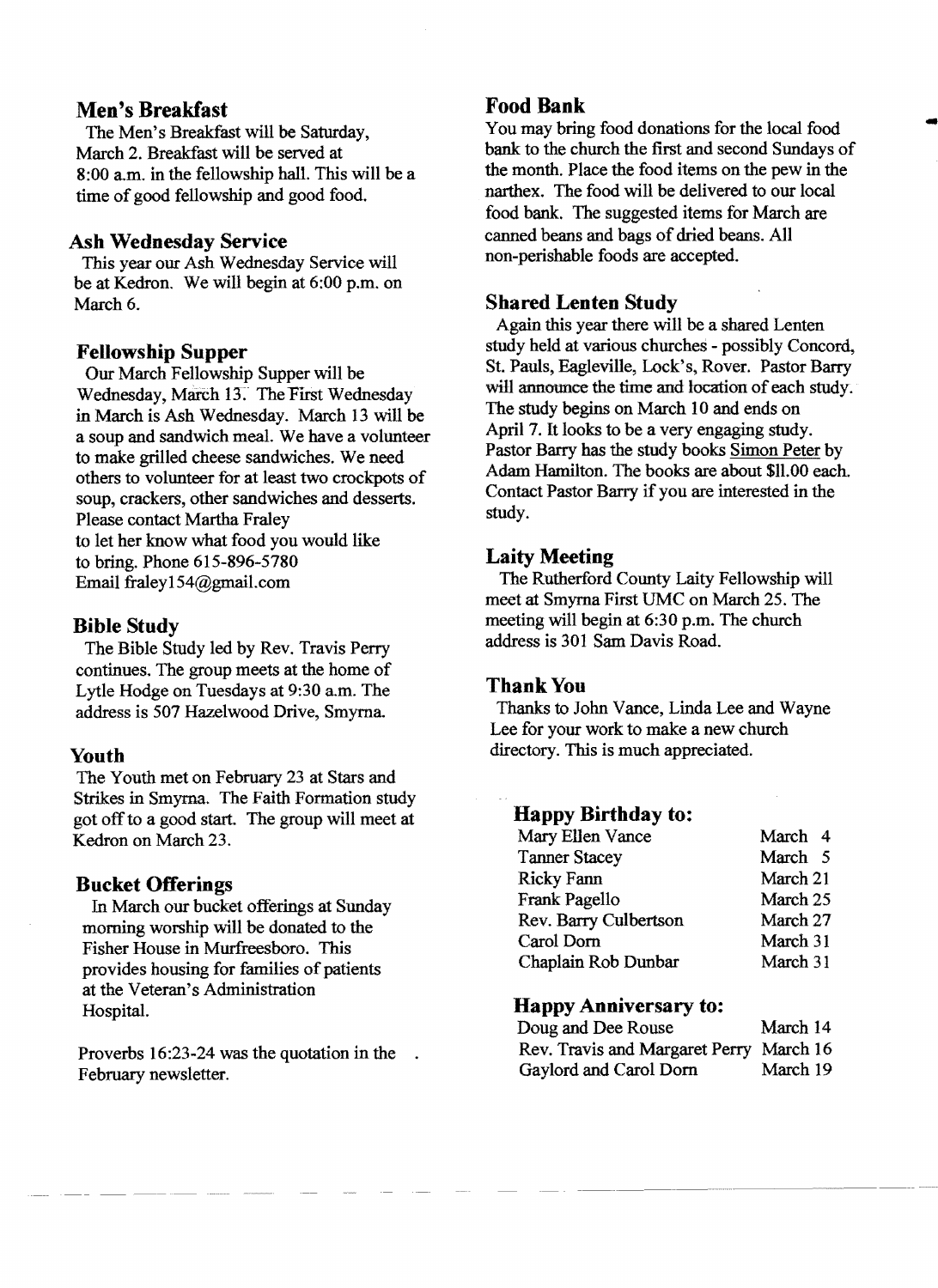## Men's Breakfast

The Men's Breakfast will be Saturday, March 2. Breakfast will be served at 8:00 a.m. in the fellowship hall. This will be a time of good fellowship and good food.

## Ash Wednesday Service

This year our Ash Wednesday Service will be at Kedron. We will begin at 6:00 p.m. on March 6.

## Fellowship Supper

Our March Fellowship Supper will be Wednesday, March 13. The First Wednesday in March is Ash Wednesday. March 13 will be a soup and sandwich meal. We have a volunteer to make grilled cheese sandwiches. We need others to volunteer for at least two crockpots of soup, crackers, other sandwiches and desserts. Please contact Martha Fraley to let her know what food you would like to bring. Phone 615-896-5780 Email fraley154@gmail.com

## Bible Study

The Bible Study led by Rev. Travis Perry continues. The group meets at the home of Lytle Hodge on Tuesdays at 9:30 a.m. The address is 507 Hazelwood Drive, Smyrna.

## Youth

The Youth met on February 23 at Stars and Strikes in Smyrna. The Faith Formation study got off to a good start. The group will meet at Kedron on March 23.

## Bucket Offerings

In March our bucket offerings at Sunday morning worship will be donated to the Fisher House in Murfreesboro. This provides housing for families of patients at the Veteran's Administration Hospital.

Proverbs 16:23-24 was the quotation in the February newsletter.

## Food Bank

You may bring food donations for the local food bank to the church the first and second Sundays of the month. Place the food items on the pew in the narthex. The food will be delivered to our local food bank. The suggested items for March are canned beans and bags of dried beans. All non-perishable foods are accepted.

## Shared Lenten Study

Again this year there will be a shared Lenten study held at various churches - possibly Concord, St. Pauls, Eagleville, Lock's, Rover. Pastor Barry will announce the time and location of each study. The study begins on March 10 and ends on April 7. It looks to be a very engaging study. Pastor Barry has the study books Simon Peter by Adam Hamilton. The books are about $11.00 each. Contact Pastor Barry if you are interested in the study.

## Laity Meeting

The Rutherford County Laity Fellowship will meet at Smyrna First UMC on March 25. The meeting will begin at 6:30 p.m. The church address is 301 Sam Davis Road.

## Thank You

Thanks to John Vance, Linda Lee and Wayne Lee for your work to make a new church directory. This is much appreciated.

### Happy Birthday to:

| | |
|---|---|
| Mary Ellen Vance | March 4 |
| Tanner Stacey | March 5 |
| Ricky Fann | March 21 |
| Frank Pagello | March 25 |
| Rev. Barry Culbertson | March 27 |
| Carol Dorn | March 31 |
| Chaplain Rob Dunbar | March 31 |

### Happy Anniversary to:

| | |
|---|---|
| Doug and Dee Rouse | March 14 |
| Rev. Travis and Margaret Perry | March 16 |
| Gaylord and Carol Dorn | March 19 |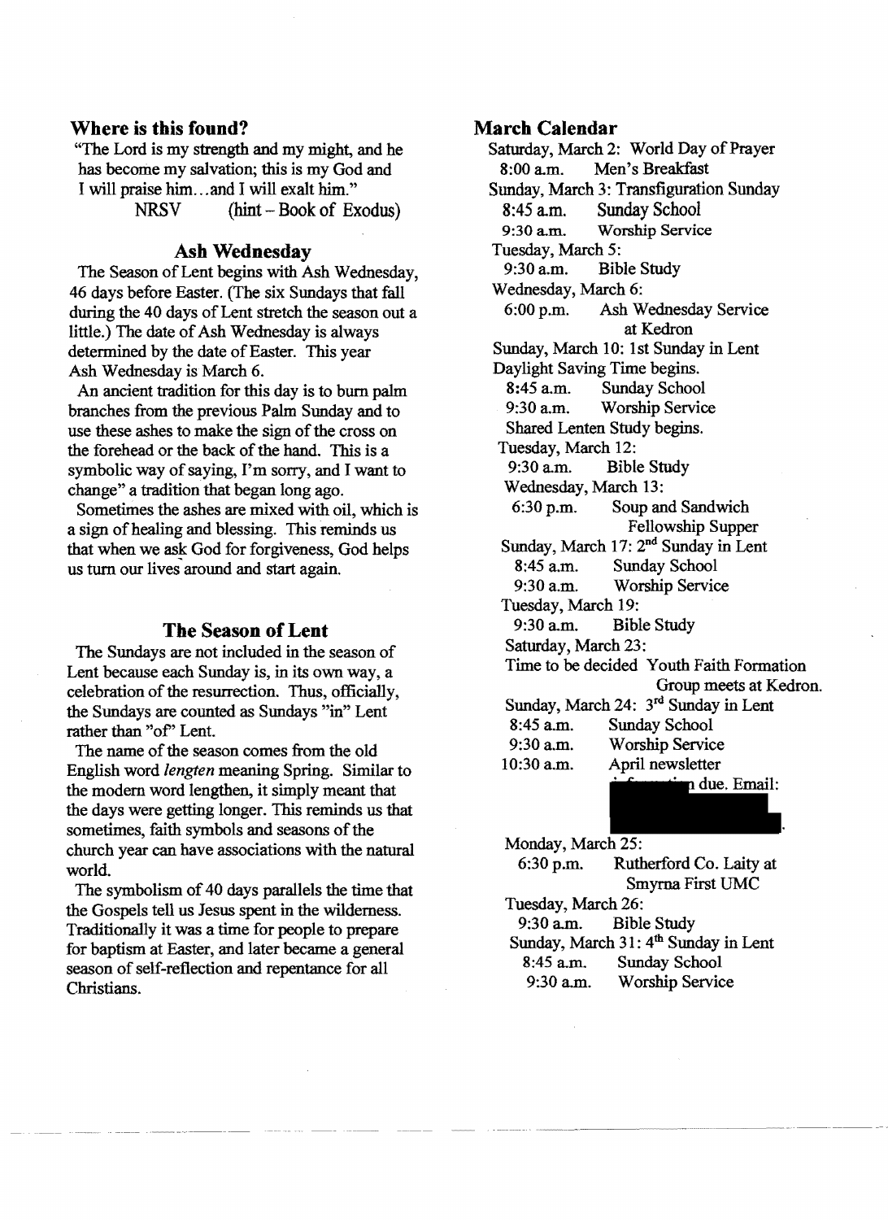## Where is this found?

"The Lord is my strength and my might, and he has become my salvation; this is my God and I will praise him…and I will exalt him."
NRSV (hint – Book of Exodus)

## Ash Wednesday

The Season of Lent begins with Ash Wednesday, 46 days before Easter. (The six Sundays that fall during the 40 days of Lent stretch the season out a little.) The date of Ash Wednesday is always determined by the date of Easter. This year Ash Wednesday is March 6.

An ancient tradition for this day is to burn palm branches from the previous Palm Sunday and to use these ashes to make the sign of the cross on the forehead or the back of the hand. This is a symbolic way of saying, I'm sorry, and I want to change" a tradition that began long ago.

Sometimes the ashes are mixed with oil, which is a sign of healing and blessing. This reminds us that when we ask God for forgiveness, God helps us turn our lives around and start again.

## The Season of Lent

The Sundays are not included in the season of Lent because each Sunday is, in its own way, a celebration of the resurrection. Thus, officially, the Sundays are counted as Sundays "in" Lent rather than "of" Lent.

The name of the season comes from the old English word *lengten* meaning Spring. Similar to the modern word lengthen, it simply meant that the days were getting longer. This reminds us that sometimes, faith symbols and seasons of the church year can have associations with the natural world.

The symbolism of 40 days parallels the time that the Gospels tell us Jesus spent in the wilderness. Traditionally it was a time for people to prepare for baptism at Easter, and later became a general season of self-reflection and repentance for all Christians.

## March Calendar

Saturday, March 2: World Day of Prayer
8:00 a.m. Men's Breakfast

Sunday, March 3: Transfiguration Sunday
8:45 a.m. Sunday School
9:30 a.m. Worship Service

Tuesday, March 5:
9:30 a.m. Bible Study

Wednesday, March 6:
6:00 p.m. Ash Wednesday Service at Kedron

Sunday, March 10: 1st Sunday in Lent
Daylight Saving Time begins.
8:45 a.m. Sunday School
9:30 a.m. Worship Service
Shared Lenten Study begins.

Tuesday, March 12:
9:30 a.m. Bible Study

Wednesday, March 13:
6:30 p.m. Soup and Sandwich Fellowship Supper

Sunday, March 17: 2nd Sunday in Lent
8:45 a.m. Sunday School
9:30 a.m. Worship Service

Tuesday, March 19:
9:30 a.m. Bible Study

Saturday, March 23:
Time to be decided Youth Faith Formation Group meets at Kedron.

Sunday, March 24: 3rd Sunday in Lent
8:45 a.m. Sunday School
9:30 a.m. Worship Service
10:30 a.m. April newsletter information due. Email: [redacted].

Monday, March 25:
6:30 p.m. Rutherford Co. Laity at Smyrna First UMC

Tuesday, March 26:
9:30 a.m. Bible Study

Sunday, March 31: 4th Sunday in Lent
8:45 a.m. Sunday School
9:30 a.m. Worship Service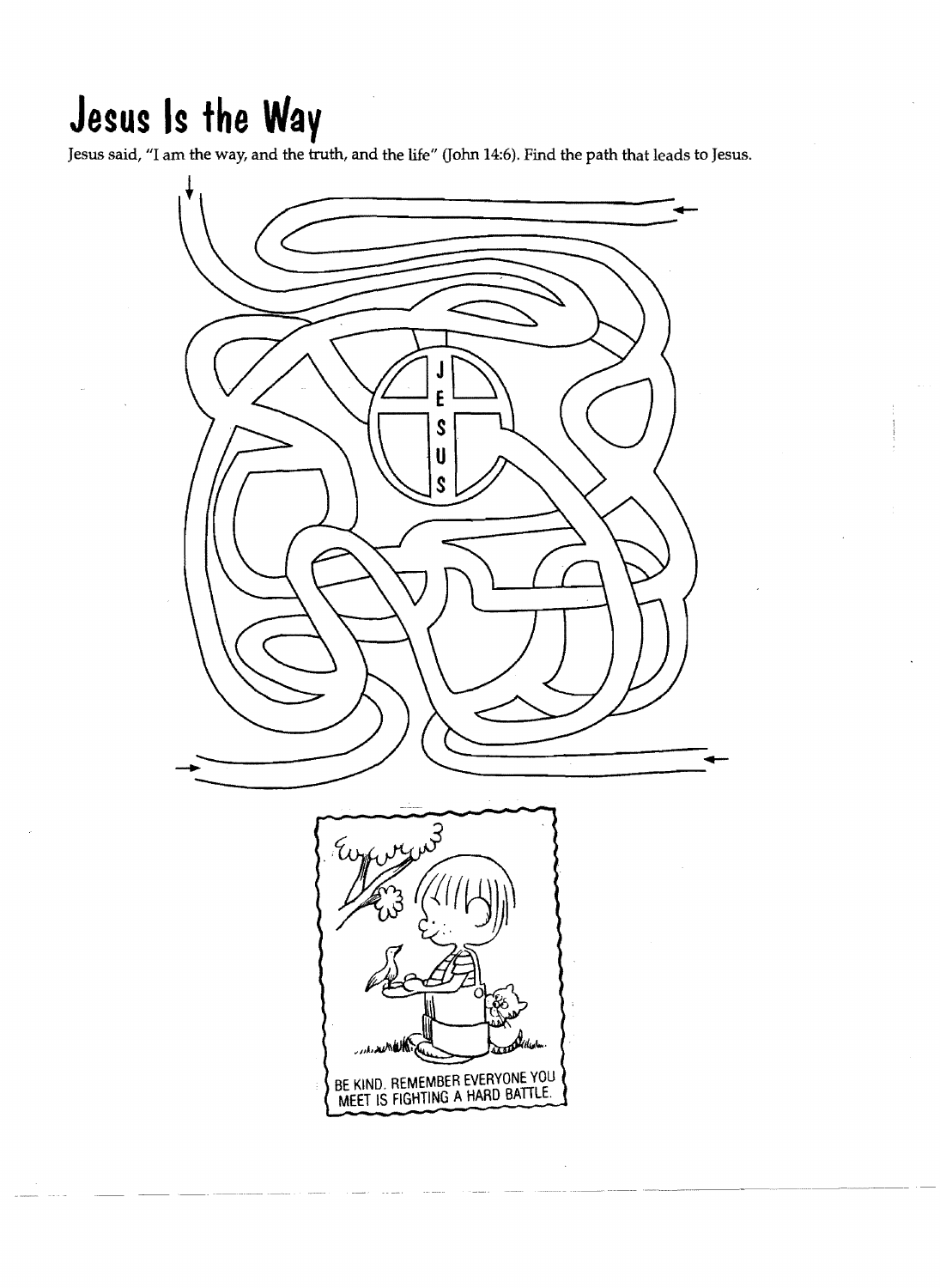# Jesus Is the Way

Jesus said, "I am the way, and the truth, and the life" (John 14:6). Find the path that leads to Jesus.

JESUS

BE KIND. REMEMBER EVERYONE YOU MEET IS FIGHTING A HARD BATTLE.